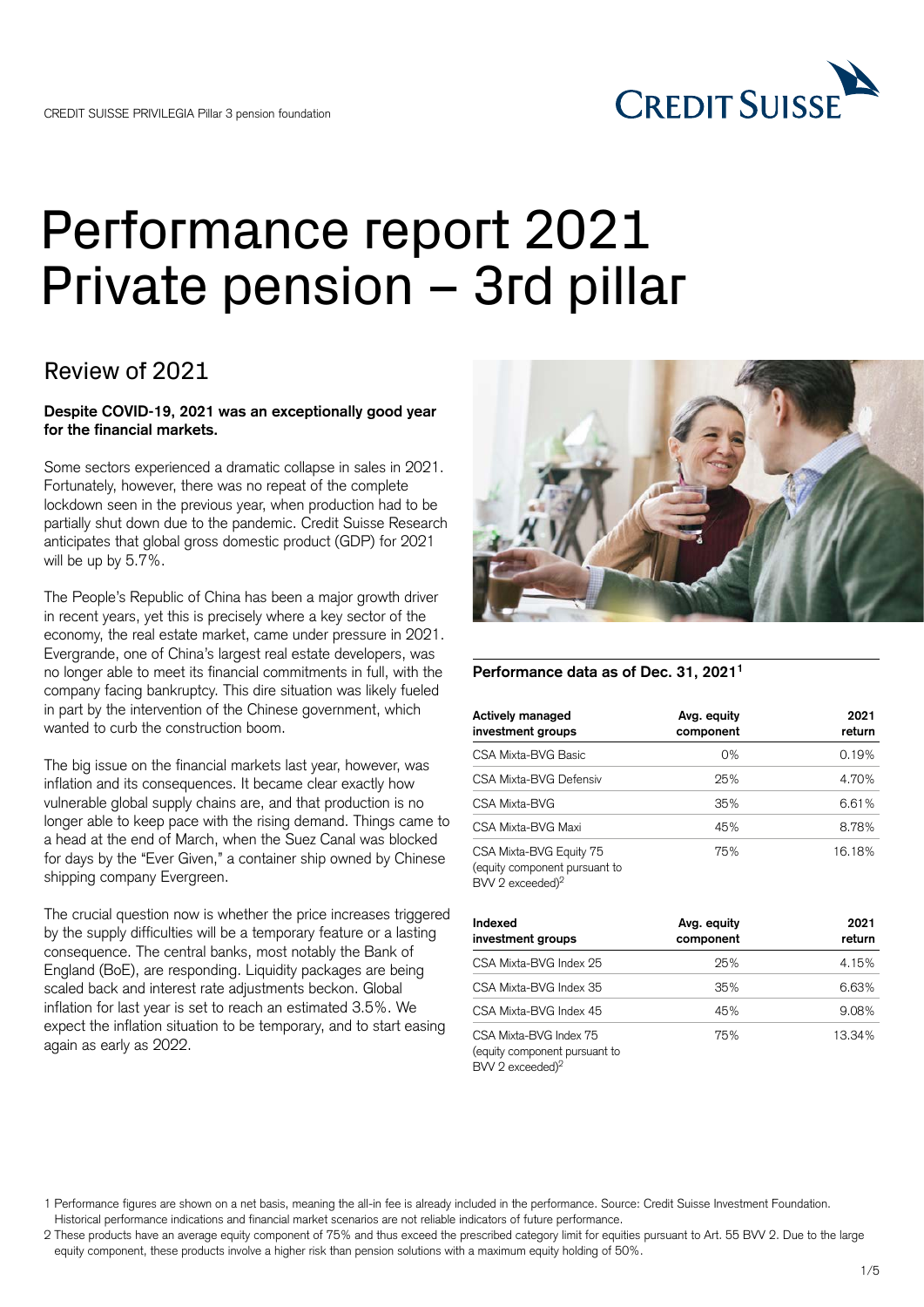CREDIT SUISSE PRIVILEGIA Pillar 3 pension foundation

# Performance report 2021 Private pension – 3rd pillar

## Review of 2021

**Despite COVID-19, 2021 was an exceptionally good year for the financial markets.**

Some sectors experienced a dramatic collapse in sales in 2021. Fortunately, however, there was no repeat of the complete lockdown seen in the previous year, when production had to be partially shut down due to the pandemic. Credit Suisse Research anticipates that global gross domestic product (GDP) for 2021 will be up by 5.7%.

The People's Republic of China has been a major growth driver in recent years, yet this is precisely where a key sector of the economy, the real estate market, came under pressure in 2021. Evergrande, one of China's largest real estate developers, was no longer able to meet its financial commitments in full, with the company facing bankruptcy. This dire situation was likely fueled in part by the intervention of the Chinese government, which wanted to curb the construction boom.

The big issue on the financial markets last year, however, was inflation and its consequences. It became clear exactly how vulnerable global supply chains are, and that production is no longer able to keep pace with the rising demand. Things came to a head at the end of March, when the Suez Canal was blocked for days by the "Ever Given," a container ship owned by Chinese shipping company Evergreen.

The crucial question now is whether the price increases triggered by the supply difficulties will be a temporary feature or a lasting consequence. The central banks, most notably the Bank of England (BoE), are responding. Liquidity packages are being scaled back and interest rate adjustments beckon. Global inflation for last year is set to reach an estimated 3.5%. We expect the inflation situation to be temporary, and to start easing again as early as 2022.

**Performance data as of Dec. 31, 2021[1]**

| Actively managed investment groups | Avg. equity component | 2021 return |
|---|---|---|
| CSA Mixta-BVG Basic | 0% | 0.19% |
| CSA Mixta-BVG Defensiv | 25% | 4.70% |
| CSA Mixta-BVG | 35% | 6.61% |
| CSA Mixta-BVG Maxi | 45% | 8.78% |
| CSA Mixta-BVG Equity 75 (equity component pursuant to BVV 2 exceeded)[2] | 75% | 16.18% |

| Indexed investment groups | Avg. equity component | 2021 return |
|---|---|---|
| CSA Mixta-BVG Index 25 | 25% | 4.15% |
| CSA Mixta-BVG Index 35 | 35% | 6.63% |
| CSA Mixta-BVG Index 45 | 45% | 9.08% |
| CSA Mixta-BVG Index 75 (equity component pursuant to BVV 2 exceeded)[2] | 75% | 13.34% |

1 Performance figures are shown on a net basis, meaning the all-in fee is already included in the performance. Source: Credit Suisse Investment Foundation. Historical performance indications and financial market scenarios are not reliable indicators of future performance.

2 These products have an average equity component of 75% and thus exceed the prescribed category limit for equities pursuant to Art. 55 BVV 2. Due to the large equity component, these products involve a higher risk than pension solutions with a maximum equity holding of 50%.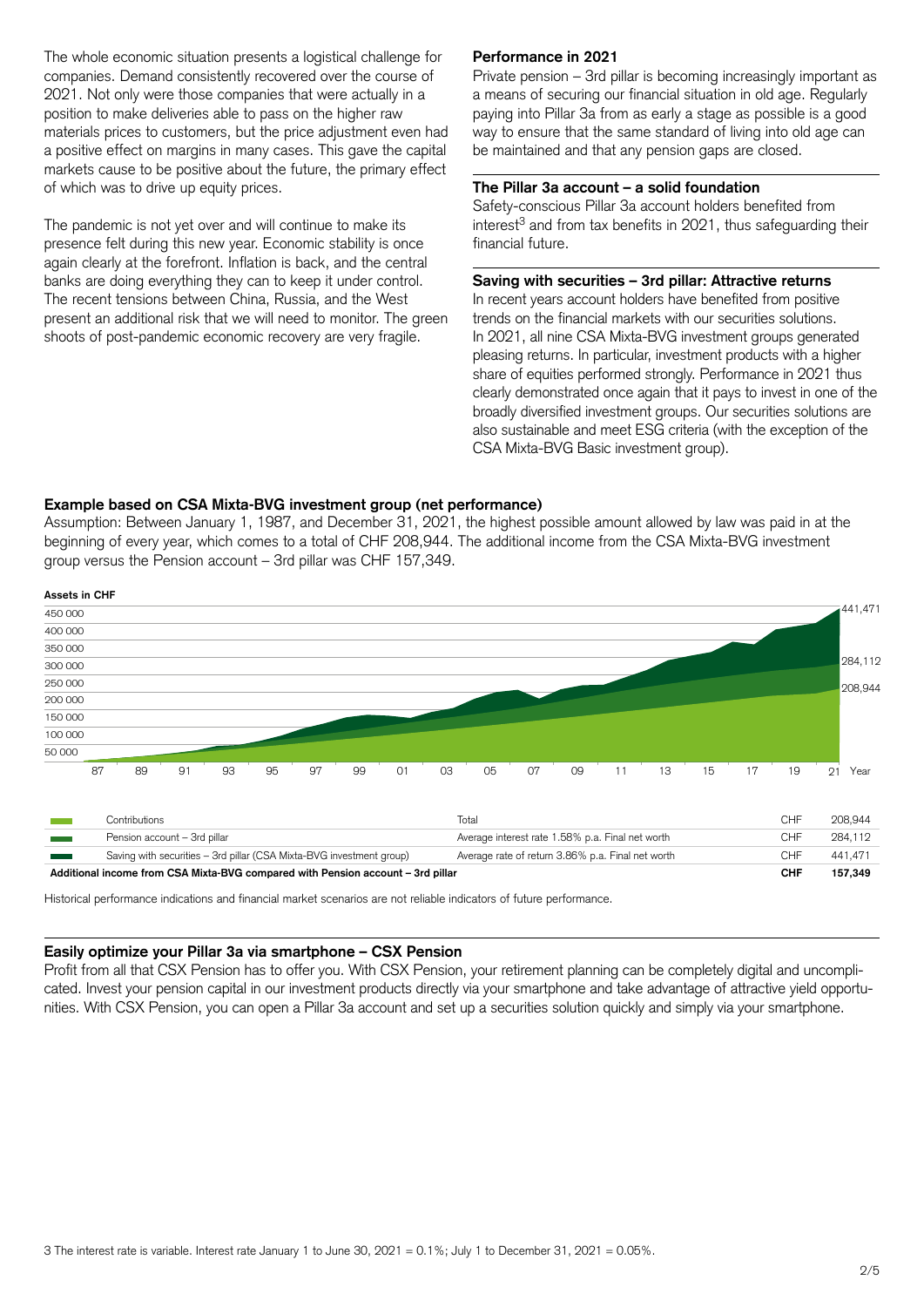The whole economic situation presents a logistical challenge for companies. Demand consistently recovered over the course of 2021. Not only were those companies that were actually in a position to make deliveries able to pass on the higher raw materials prices to customers, but the price adjustment even had a positive effect on margins in many cases. This gave the capital markets cause to be positive about the future, the primary effect of which was to drive up equity prices.

The pandemic is not yet over and will continue to make its presence felt during this new year. Economic stability is once again clearly at the forefront. Inflation is back, and the central banks are doing everything they can to keep it under control. The recent tensions between China, Russia, and the West present an additional risk that we will need to monitor. The green shoots of post-pandemic economic recovery are very fragile.

### Performance in 2021

Private pension – 3rd pillar is becoming increasingly important as a means of securing our financial situation in old age. Regularly paying into Pillar 3a from as early a stage as possible is a good way to ensure that the same standard of living into old age can be maintained and that any pension gaps are closed.

### The Pillar 3a account – a solid foundation

Safety-conscious Pillar 3a account holders benefited from interest[3] and from tax benefits in 2021, thus safeguarding their financial future.

### Saving with securities – 3rd pillar: Attractive returns

In recent years account holders have benefited from positive trends on the financial markets with our securities solutions. In 2021, all nine CSA Mixta-BVG investment groups generated pleasing returns. In particular, investment products with a higher share of equities performed strongly. Performance in 2021 thus clearly demonstrated once again that it pays to invest in one of the broadly diversified investment groups. Our securities solutions are also sustainable and meet ESG criteria (with the exception of the CSA Mixta-BVG Basic investment group).

### Example based on CSA Mixta-BVG investment group (net performance)

Assumption: Between January 1, 1987, and December 31, 2021, the highest possible amount allowed by law was paid in at the beginning of every year, which comes to a total of CHF 208,944. The additional income from the CSA Mixta-BVG investment group versus the Pension account – 3rd pillar was CHF 157,349.

**Assets in CHF**

| | Total | | |
|---|---|---|---|
| Contributions | Total | CHF | 208,944 |
| Pension account – 3rd pillar | Average interest rate 1.58% p.a. Final net worth | CHF | 284,112 |
| Saving with securities – 3rd pillar (CSA Mixta-BVG investment group) | Average rate of return 3.86% p.a. Final net worth | CHF | 441,471 |
| **Additional income from CSA Mixta-BVG compared with Pension account – 3rd pillar** | | **CHF** | **157,349** |

Historical performance indications and financial market scenarios are not reliable indicators of future performance.

### Easily optimize your Pillar 3a via smartphone – CSX Pension

Profit from all that CSX Pension has to offer you. With CSX Pension, your retirement planning can be completely digital and uncomplicated. Invest your pension capital in our investment products directly via your smartphone and take advantage of attractive yield opportunities. With CSX Pension, you can open a Pillar 3a account and set up a securities solution quickly and simply via your smartphone.

3 The interest rate is variable. Interest rate January 1 to June 30, 2021 = 0.1%; July 1 to December 31, 2021 = 0.05%.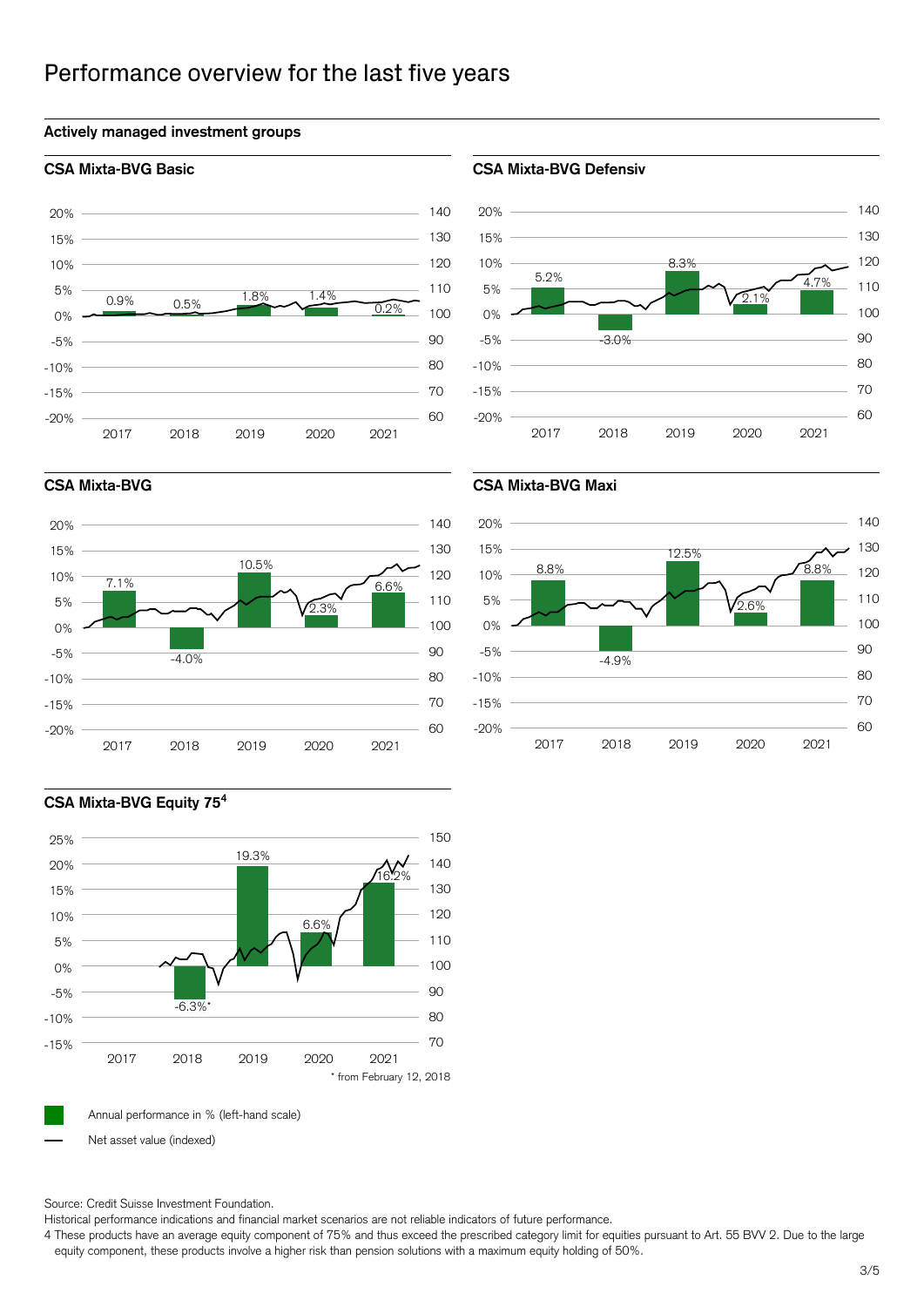# Performance overview for the last five years

## Actively managed investment groups

### CSA Mixta-BVG Basic

| | 2017 | 2018 | 2019 | 2020 | 2021 |
|---|---|---|---|---|---|
| Annual performance | 0.9% | 0.5% | 1.8% | 1.4% | 0.2% |

### CSA Mixta-BVG Defensiv

| | 2017 | 2018 | 2019 | 2020 | 2021 |
|---|---|---|---|---|---|
| Annual performance | 5.2% | -3.0% | 8.3% | 2.1% | 4.7% |

### CSA Mixta-BVG

| | 2017 | 2018 | 2019 | 2020 | 2021 |
|---|---|---|---|---|---|
| Annual performance | 7.1% | -4.0% | 10.5% | 2.3% | 6.6% |

### CSA Mixta-BVG Maxi

| | 2017 | 2018 | 2019 | 2020 | 2021 |
|---|---|---|---|---|---|
| Annual performance | 8.8% | -4.9% | 12.5% | 2.6% | 8.8% |

### CSA Mixta-BVG Equity 75[4]

| | 2017 | 2018 | 2019 | 2020 | 2021 |
|---|---|---|---|---|---|
| Annual performance | | -6.3%* | 19.3% | 6.6% | 16.2% |

\* from February 12, 2018

Annual performance in % (left-hand scale)

Net asset value (indexed)

Source: Credit Suisse Investment Foundation.

Historical performance indications and financial market scenarios are not reliable indicators of future performance.

4 These products have an average equity component of 75% and thus exceed the prescribed category limit for equities pursuant to Art. 55 BVV 2. Due to the large equity component, these products involve a higher risk than pension solutions with a maximum equity holding of 50%.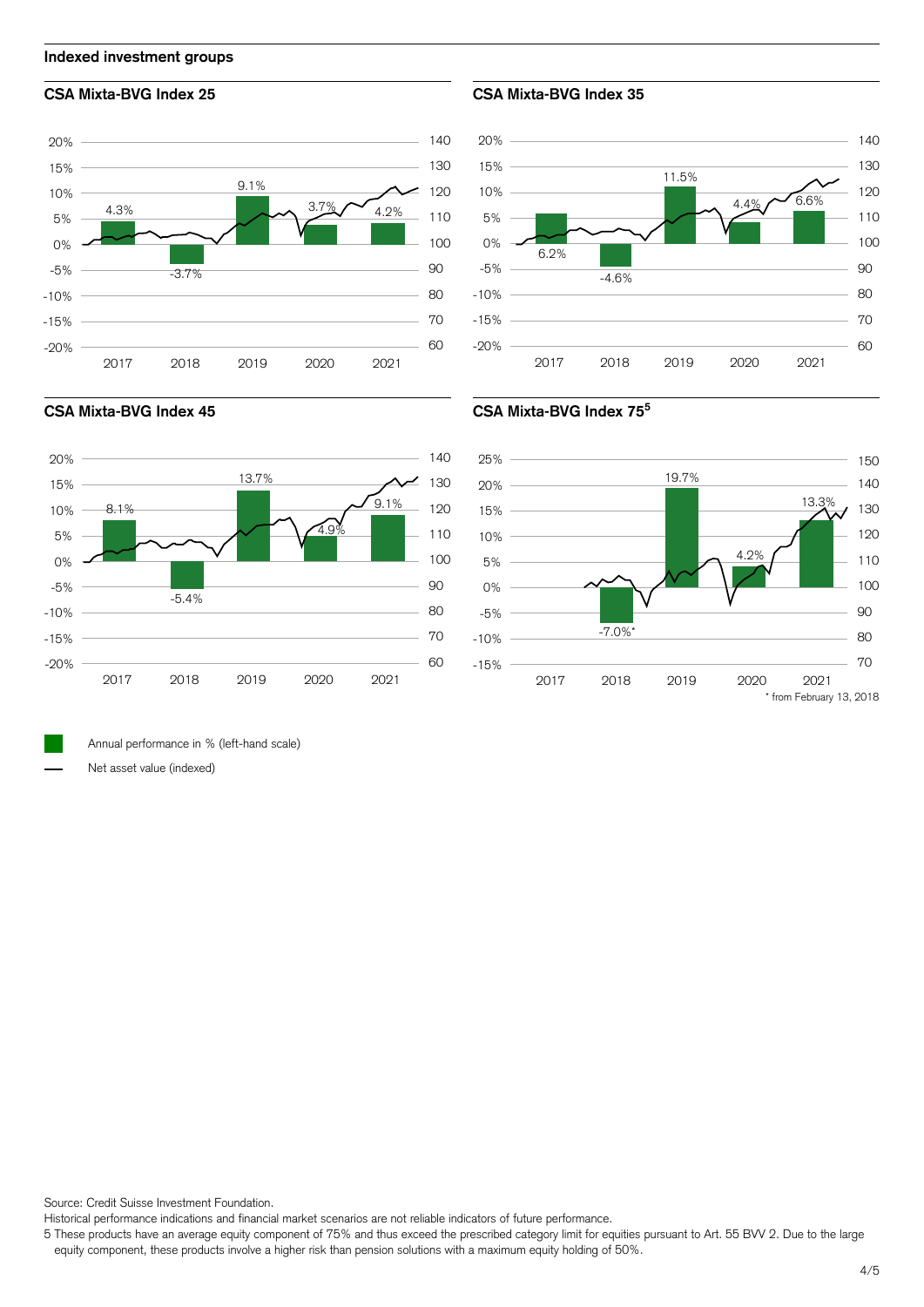## Indexed investment groups

### CSA Mixta-BVG Index 25

| Year | Annual performance |
|---|---|
| 2017 | 4.3% |
| 2018 | -3.7% |
| 2019 | 9.1% |
| 2020 | 3.7% |
| 2021 | 4.2% |

### CSA Mixta-BVG Index 35

| Year | Annual performance |
|---|---|
| 2017 | 6.2% |
| 2018 | -4.6% |
| 2019 | 11.5% |
| 2020 | 4.4% |
| 2021 | 6.6% |

### CSA Mixta-BVG Index 45

| Year | Annual performance |
|---|---|
| 2017 | 8.1% |
| 2018 | -5.4% |
| 2019 | 13.7% |
| 2020 | 4.9% |
| 2021 | 9.1% |

### CSA Mixta-BVG Index 75[5]

| Year | Annual performance |
|---|---|
| 2018 | -7.0%* |
| 2019 | 19.7% |
| 2020 | 4.2% |
| 2021 | 13.3% |

\* from February 13, 2018

Annual performance in % (left-hand scale)

Net asset value (indexed)

Source: Credit Suisse Investment Foundation.

Historical performance indications and financial market scenarios are not reliable indicators of future performance.

5 These products have an average equity component of 75% and thus exceed the prescribed category limit for equities pursuant to Art. 55 BVV 2. Due to the large equity component, these products involve a higher risk than pension solutions with a maximum equity holding of 50%.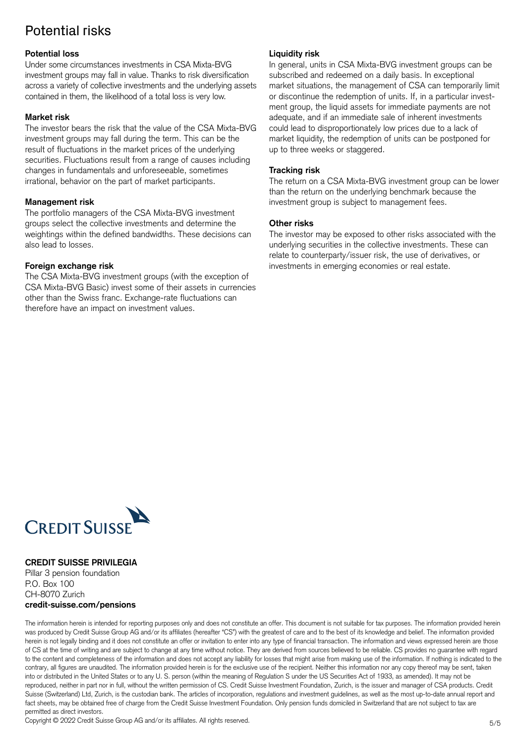# Potential risks

### Potential loss

Under some circumstances investments in CSA Mixta-BVG investment groups may fall in value. Thanks to risk diversification across a variety of collective investments and the underlying assets contained in them, the likelihood of a total loss is very low.

### Market risk

The investor bears the risk that the value of the CSA Mixta-BVG investment groups may fall during the term. This can be the result of fluctuations in the market prices of the underlying securities. Fluctuations result from a range of causes including changes in fundamentals and unforeseeable, sometimes irrational, behavior on the part of market participants.

### Management risk

The portfolio managers of the CSA Mixta-BVG investment groups select the collective investments and determine the weightings within the defined bandwidths. These decisions can also lead to losses.

### Foreign exchange risk

The CSA Mixta-BVG investment groups (with the exception of CSA Mixta-BVG Basic) invest some of their assets in currencies other than the Swiss franc. Exchange-rate fluctuations can therefore have an impact on investment values.

### Liquidity risk

In general, units in CSA Mixta-BVG investment groups can be subscribed and redeemed on a daily basis. In exceptional market situations, the management of CSA can temporarily limit or discontinue the redemption of units. If, in a particular investment group, the liquid assets for immediate payments are not adequate, and if an immediate sale of inherent investments could lead to disproportionately low prices due to a lack of market liquidity, the redemption of units can be postponed for up to three weeks or staggered.

### Tracking risk

The return on a CSA Mixta-BVG investment group can be lower than the return on the underlying benchmark because the investment group is subject to management fees.

### Other risks

The investor may be exposed to other risks associated with the underlying securities in the collective investments. These can relate to counterparty/issuer risk, the use of derivatives, or investments in emerging economies or real estate.

CREDIT SUISSE

**CREDIT SUISSE PRIVILEGIA**
Pillar 3 pension foundation
P.O. Box 100
CH-8070 Zurich
**credit-suisse.com/pensions**

The information herein is intended for reporting purposes only and does not constitute an offer. This document is not suitable for tax purposes. The information provided herein was produced by Credit Suisse Group AG and/or its affiliates (hereafter "CS") with the greatest of care and to the best of its knowledge and belief. The information provided herein is not legally binding and it does not constitute an offer or invitation to enter into any type of financial transaction. The information and views expressed herein are those of CS at the time of writing and are subject to change at any time without notice. They are derived from sources believed to be reliable. CS provides no guarantee with regard to the content and completeness of the information and does not accept any liability for losses that might arise from making use of the information. If nothing is indicated to the contrary, all figures are unaudited. The information provided herein is for the exclusive use of the recipient. Neither this information nor any copy thereof may be sent, taken into or distributed in the United States or to any U. S. person (within the meaning of Regulation S under the US Securities Act of 1933, as amended). It may not be reproduced, neither in part nor in full, without the written permission of CS. Credit Suisse Investment Foundation, Zurich, is the issuer and manager of CSA products. Credit Suisse (Switzerland) Ltd, Zurich, is the custodian bank. The articles of incorporation, regulations and investment guidelines, as well as the most up-to-date annual report and fact sheets, may be obtained free of charge from the Credit Suisse Investment Foundation. Only pension funds domiciled in Switzerland that are not subject to tax are permitted as direct investors.
Copyright © 2022 Credit Suisse Group AG and/or its affiliates. All rights reserved.